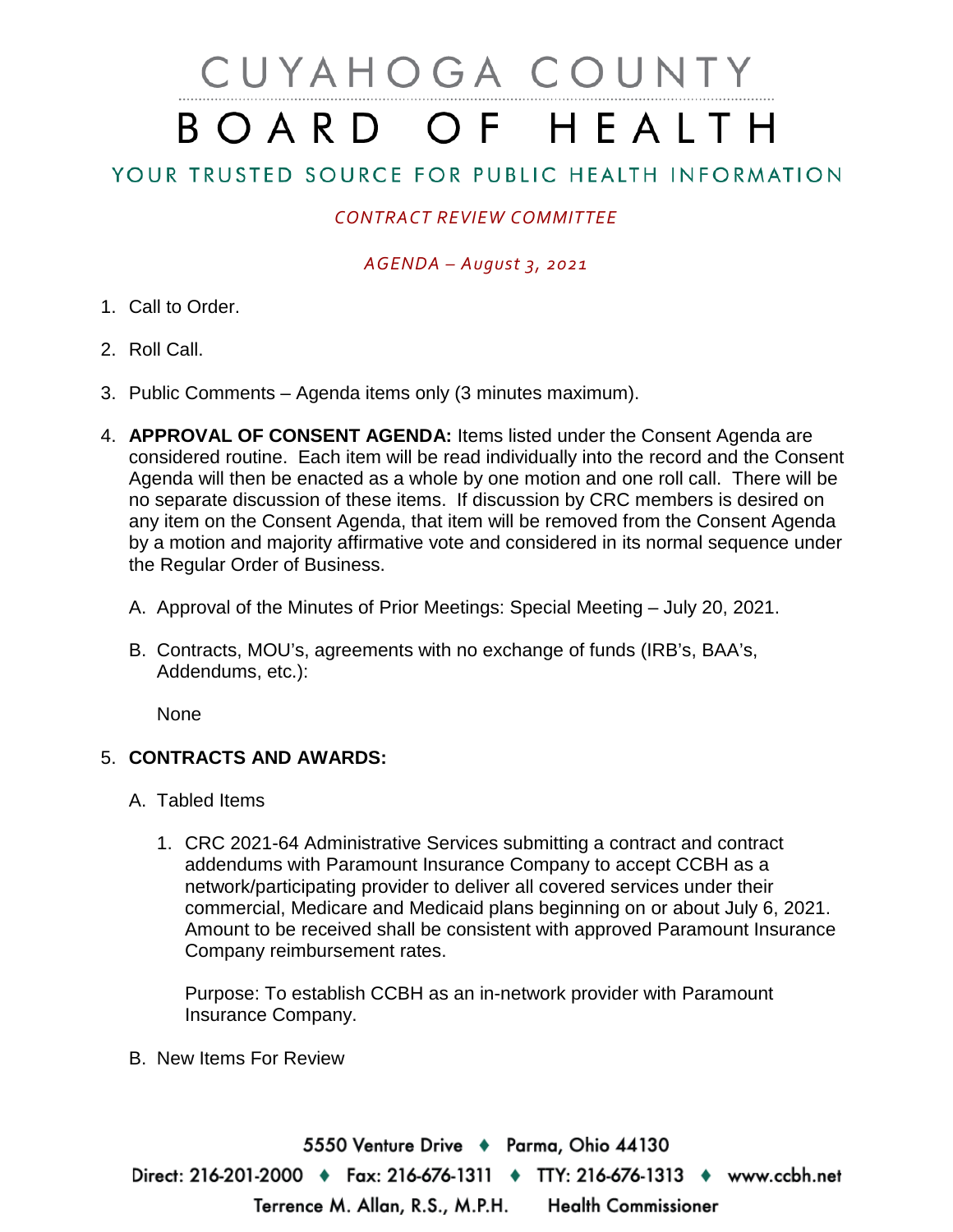# CUYAHOGA COUNTY
# BOARD OF HEALTH

## YOUR TRUSTED SOURCE FOR PUBLIC HEALTH INFORMATION

*CONTRACT REVIEW COMMITTEE*

*AGENDA – August 3, 2021*

1. Call to Order.

2. Roll Call.

3. Public Comments – Agenda items only (3 minutes maximum).

4. **APPROVAL OF CONSENT AGENDA:** Items listed under the Consent Agenda are considered routine. Each item will be read individually into the record and the Consent Agenda will then be enacted as a whole by one motion and one roll call. There will be no separate discussion of these items. If discussion by CRC members is desired on any item on the Consent Agenda, that item will be removed from the Consent Agenda by a motion and majority affirmative vote and considered in its normal sequence under the Regular Order of Business.

   A. Approval of the Minutes of Prior Meetings: Special Meeting – July 20, 2021.

   B. Contracts, MOU's, agreements with no exchange of funds (IRB's, BAA's, Addendums, etc.):

      None

5. **CONTRACTS AND AWARDS:**

   A. Tabled Items

      1. CRC 2021-64 Administrative Services submitting a contract and contract addendums with Paramount Insurance Company to accept CCBH as a network/participating provider to deliver all covered services under their commercial, Medicare and Medicaid plans beginning on or about July 6, 2021. Amount to be received shall be consistent with approved Paramount Insurance Company reimbursement rates.

         Purpose: To establish CCBH as an in-network provider with Paramount Insurance Company.

   B. New Items For Review

5550 Venture Drive ♦ Parma, Ohio 44130

Direct: 216-201-2000 ♦ Fax: 216-676-1311 ♦ TTY: 216-676-1313 ♦ www.ccbh.net

Terrence M. Allan, R.S., M.P.H. Health Commissioner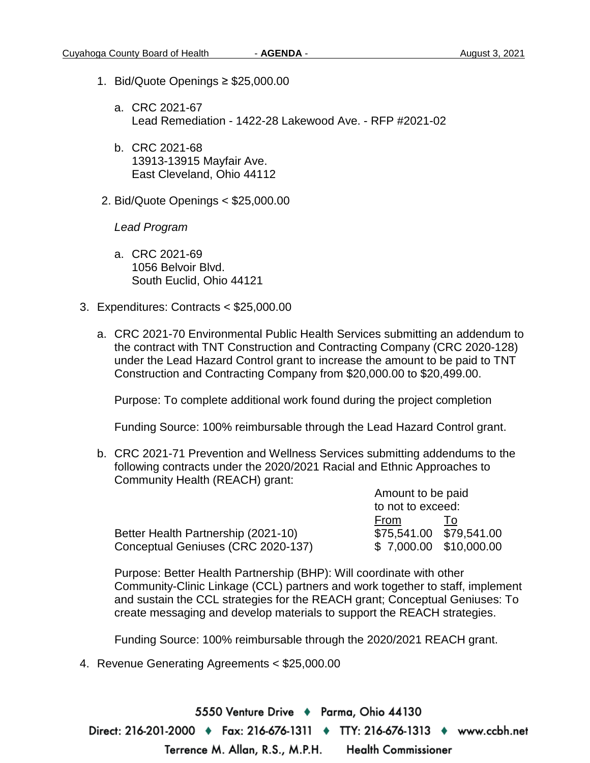1. Bid/Quote Openings ≥ $25,000.00

   a. CRC 2021-67
      Lead Remediation - 1422-28 Lakewood Ave. - RFP #2021-02

   b. CRC 2021-68
      13913-13915 Mayfair Ave.
      East Cleveland, Ohio 44112

2. Bid/Quote Openings < $25,000.00

   *Lead Program*

   a. CRC 2021-69
      1056 Belvoir Blvd.
      South Euclid, Ohio 44121

3. Expenditures: Contracts < $25,000.00

   a. CRC 2021-70 Environmental Public Health Services submitting an addendum to the contract with TNT Construction and Contracting Company (CRC 2020-128) under the Lead Hazard Control grant to increase the amount to be paid to TNT Construction and Contracting Company from $20,000.00 to $20,499.00.

      Purpose: To complete additional work found during the project completion

      Funding Source: 100% reimbursable through the Lead Hazard Control grant.

   b. CRC 2021-71 Prevention and Wellness Services submitting addendums to the following contracts under the 2020/2021 Racial and Ethnic Approaches to Community Health (REACH) grant:

      | | Amount to be paid to not to exceed: | |
      |---|---|---|
      | | From | To |
      | Better Health Partnership (2021-10) | $75,541.00 | $79,541.00 |
      | Conceptual Geniuses (CRC 2020-137) | $ 7,000.00 | $10,000.00 |

      Purpose: Better Health Partnership (BHP): Will coordinate with other Community-Clinic Linkage (CCL) partners and work together to staff, implement and sustain the CCL strategies for the REACH grant; Conceptual Geniuses: To create messaging and develop materials to support the REACH strategies.

      Funding Source: 100% reimbursable through the 2020/2021 REACH grant.

4. Revenue Generating Agreements < $25,000.00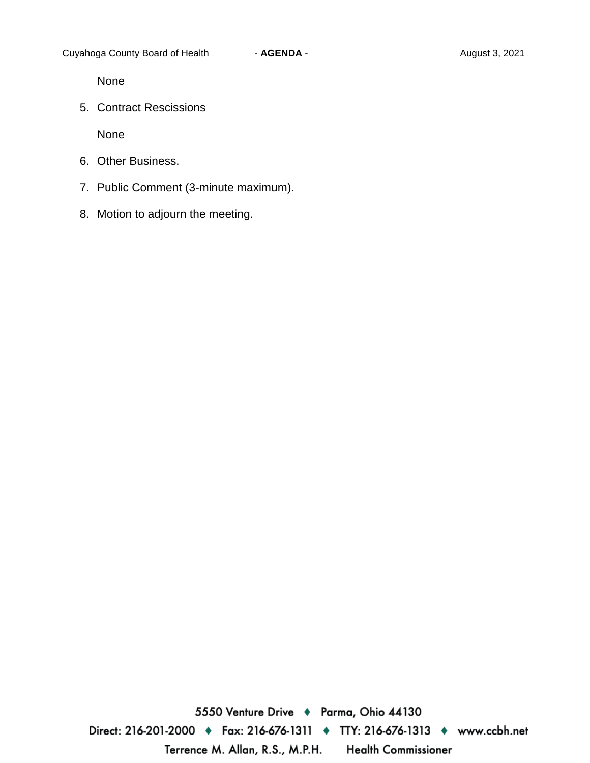None

5. Contract Rescissions

   None

6. Other Business.

7. Public Comment (3-minute maximum).

8. Motion to adjourn the meeting.

5550 Venture Drive ♦ Parma, Ohio 44130

Direct: 216-201-2000 ♦ Fax: 216-676-1311 ♦ TTY: 216-676-1313 ♦ www.ccbh.net

Terrence M. Allan, R.S., M.P.H. Health Commissioner